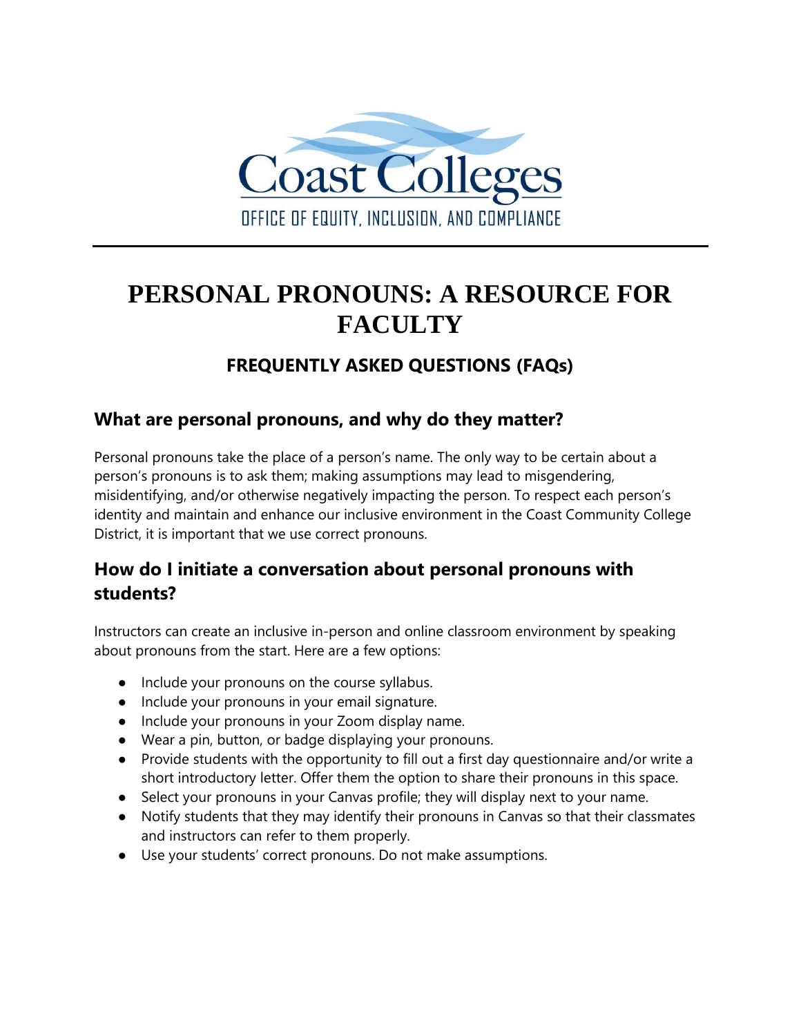Coast Colleges

OFFICE OF EQUITY, INCLUSION, AND COMPLIANCE

# PERSONAL PRONOUNS: A RESOURCE FOR FACULTY

## FREQUENTLY ASKED QUESTIONS (FAQs)

### What are personal pronouns, and why do they matter?

Personal pronouns take the place of a person's name. The only way to be certain about a person's pronouns is to ask them; making assumptions may lead to misgendering, misidentifying, and/or otherwise negatively impacting the person. To respect each person's identity and maintain and enhance our inclusive environment in the Coast Community College District, it is important that we use correct pronouns.

### How do I initiate a conversation about personal pronouns with students?

Instructors can create an inclusive in-person and online classroom environment by speaking about pronouns from the start. Here are a few options:

- Include your pronouns on the course syllabus.
- Include your pronouns in your email signature.
- Include your pronouns in your Zoom display name.
- Wear a pin, button, or badge displaying your pronouns.
- Provide students with the opportunity to fill out a first day questionnaire and/or write a short introductory letter. Offer them the option to share their pronouns in this space.
- Select your pronouns in your Canvas profile; they will display next to your name.
- Notify students that they may identify their pronouns in Canvas so that their classmates and instructors can refer to them properly.
- Use your students' correct pronouns. Do not make assumptions.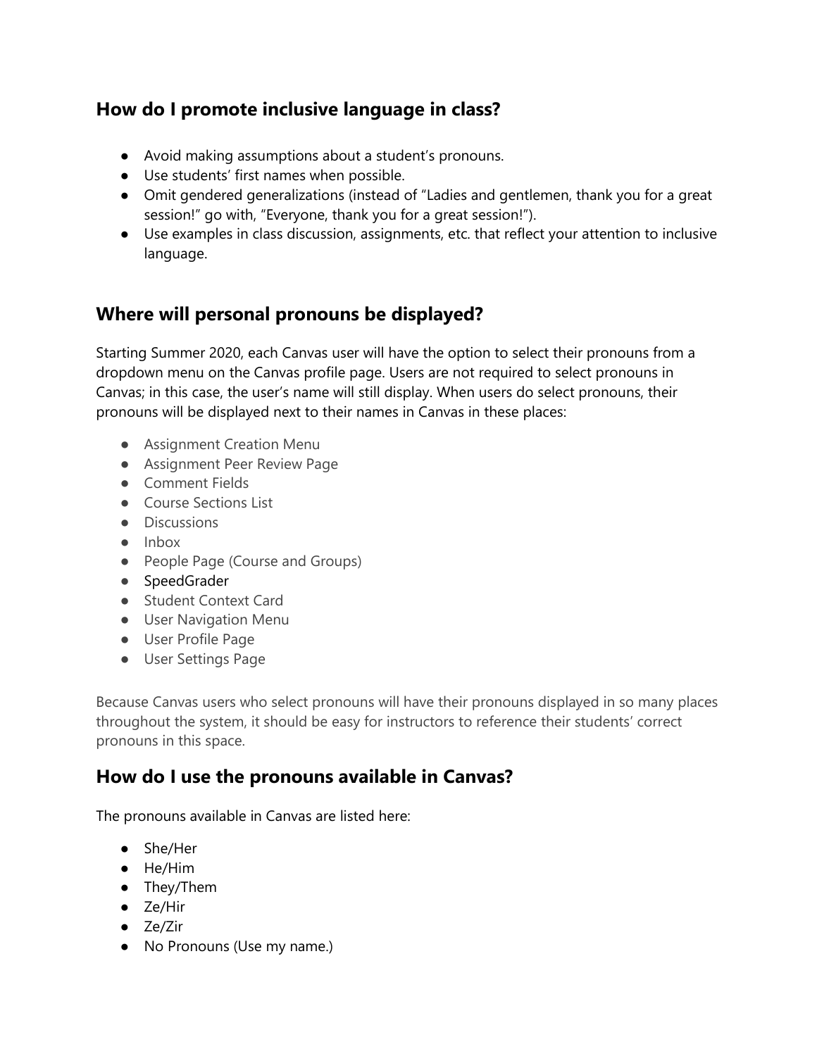## How do I promote inclusive language in class?

- Avoid making assumptions about a student's pronouns.
- Use students' first names when possible.
- Omit gendered generalizations (instead of "Ladies and gentlemen, thank you for a great session!" go with, "Everyone, thank you for a great session!").
- Use examples in class discussion, assignments, etc. that reflect your attention to inclusive language.

## Where will personal pronouns be displayed?

Starting Summer 2020, each Canvas user will have the option to select their pronouns from a dropdown menu on the Canvas profile page. Users are not required to select pronouns in Canvas; in this case, the user's name will still display. When users do select pronouns, their pronouns will be displayed next to their names in Canvas in these places:

- Assignment Creation Menu
- Assignment Peer Review Page
- Comment Fields
- Course Sections List
- Discussions
- Inbox
- People Page (Course and Groups)
- SpeedGrader
- Student Context Card
- User Navigation Menu
- User Profile Page
- User Settings Page

Because Canvas users who select pronouns will have their pronouns displayed in so many places throughout the system, it should be easy for instructors to reference their students' correct pronouns in this space.

## How do I use the pronouns available in Canvas?

The pronouns available in Canvas are listed here:

- She/Her
- He/Him
- They/Them
- Ze/Hir
- Ze/Zir
- No Pronouns (Use my name.)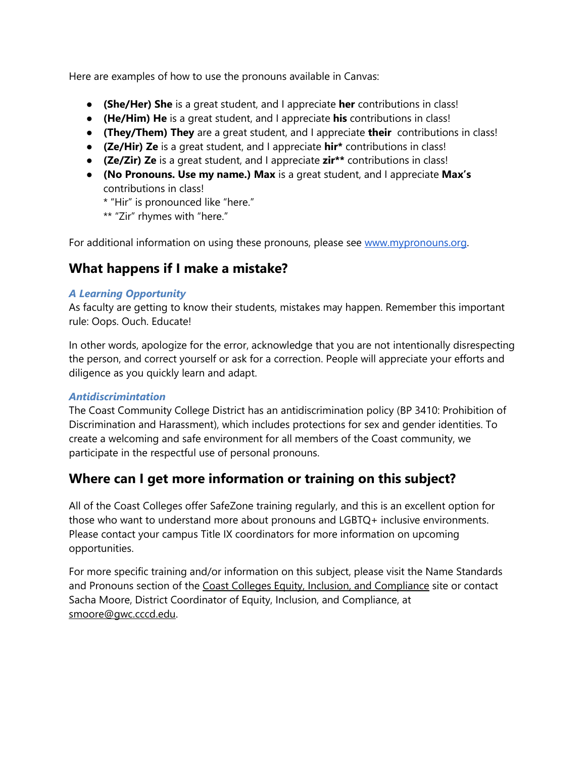Here are examples of how to use the pronouns available in Canvas:

- **(She/Her) She** is a great student, and I appreciate **her** contributions in class!
- **(He/Him) He** is a great student, and I appreciate **his** contributions in class!
- **(They/Them) They** are a great student, and I appreciate **their** contributions in class!
- **(Ze/Hir) Ze** is a great student, and I appreciate **hir*** contributions in class!
- **(Ze/Zir) Ze** is a great student, and I appreciate **zir**** contributions in class!
- **(No Pronouns. Use my name.) Max** is a great student, and I appreciate **Max's** contributions in class!
  * "Hir" is pronounced like "here."
  ** "Zir" rhymes with "here."

For additional information on using these pronouns, please see [www.mypronouns.org](www.mypronouns.org).

## What happens if I make a mistake?

### *A Learning Opportunity*

As faculty are getting to know their students, mistakes may happen. Remember this important rule: Oops. Ouch. Educate!

In other words, apologize for the error, acknowledge that you are not intentionally disrespecting the person, and correct yourself or ask for a correction. People will appreciate your efforts and diligence as you quickly learn and adapt.

### *Antidiscrimintation*

The Coast Community College District has an antidiscrimination policy (BP 3410: Prohibition of Discrimination and Harassment), which includes protections for sex and gender identities. To create a welcoming and safe environment for all members of the Coast community, we participate in the respectful use of personal pronouns.

## Where can I get more information or training on this subject?

All of the Coast Colleges offer SafeZone training regularly, and this is an excellent option for those who want to understand more about pronouns and LGBTQ+ inclusive environments. Please contact your campus Title IX coordinators for more information on upcoming opportunities.

For more specific training and/or information on this subject, please visit the Name Standards and Pronouns section of the Coast Colleges Equity, Inclusion, and Compliance site or contact Sacha Moore, District Coordinator of Equity, Inclusion, and Compliance, at smoore@gwc.cccd.edu.